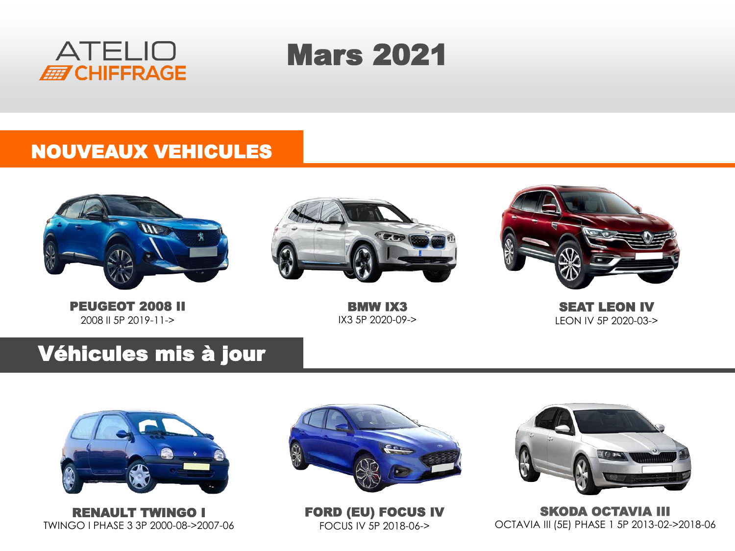ATELIO CHIFFRAGE

# Mars 2021

## NOUVEAUX VEHICULES

**PEUGEOT 2008 II**
2008 II 5P 2019-11->

**BMW IX3**
IX3 5P 2020-09->

**SEAT LEON IV**
LEON IV 5P 2020-03->

## Véhicules mis à jour

**RENAULT TWINGO I**
TWINGO I PHASE 3 3P 2000-08->2007-06

**FORD (EU) FOCUS IV**
FOCUS IV 5P 2018-06->

**SKODA OCTAVIA III**
OCTAVIA III (5E) PHASE 1 5P 2013-02->2018-06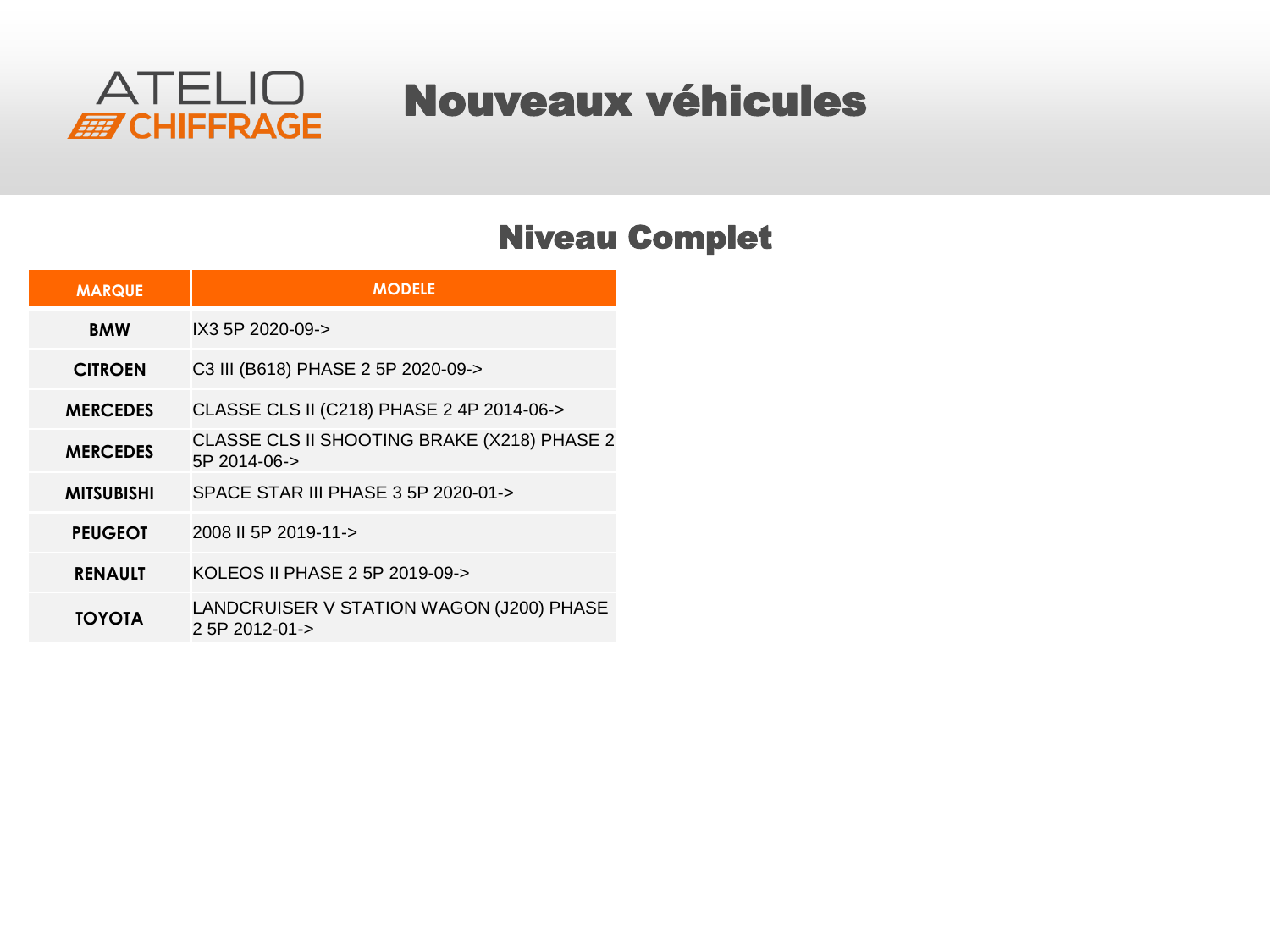ATELIO CHIFFRAGE

# Nouveaux véhicules

## Niveau Complet

| MARQUE | MODELE |
|---|---|
| BMW | IX3 5P 2020-09-> |
| CITROEN | C3 III (B618) PHASE 2 5P 2020-09-> |
| MERCEDES | CLASSE CLS II (C218) PHASE 2 4P 2014-06-> |
| MERCEDES | CLASSE CLS II SHOOTING BRAKE (X218) PHASE 2 5P 2014-06-> |
| MITSUBISHI | SPACE STAR III PHASE 3 5P 2020-01-> |
| PEUGEOT | 2008 II 5P 2019-11-> |
| RENAULT | KOLEOS II PHASE 2 5P 2019-09-> |
| TOYOTA | LANDCRUISER V STATION WAGON (J200) PHASE 2 5P 2012-01-> |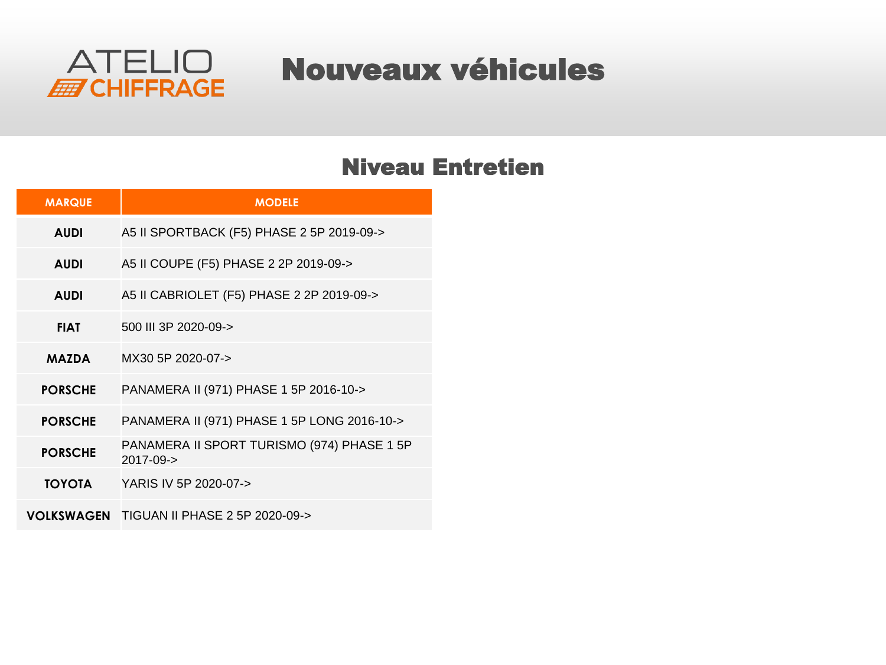ATELIO CHIFFRAGE

# Nouveaux véhicules

## Niveau Entretien

| MARQUE | MODELE |
|---|---|
| **AUDI** | A5 II SPORTBACK (F5) PHASE 2 5P 2019-09-> |
| **AUDI** | A5 II COUPE (F5) PHASE 2 2P 2019-09-> |
| **AUDI** | A5 II CABRIOLET (F5) PHASE 2 2P 2019-09-> |
| **FIAT** | 500 III 3P 2020-09-> |
| **MAZDA** | MX30 5P 2020-07-> |
| **PORSCHE** | PANAMERA II (971) PHASE 1 5P 2016-10-> |
| **PORSCHE** | PANAMERA II (971) PHASE 1 5P LONG 2016-10-> |
| **PORSCHE** | PANAMERA II SPORT TURISMO (974) PHASE 1 5P 2017-09-> |
| **TOYOTA** | YARIS IV 5P 2020-07-> |
| **VOLKSWAGEN** | TIGUAN II PHASE 2 5P 2020-09-> |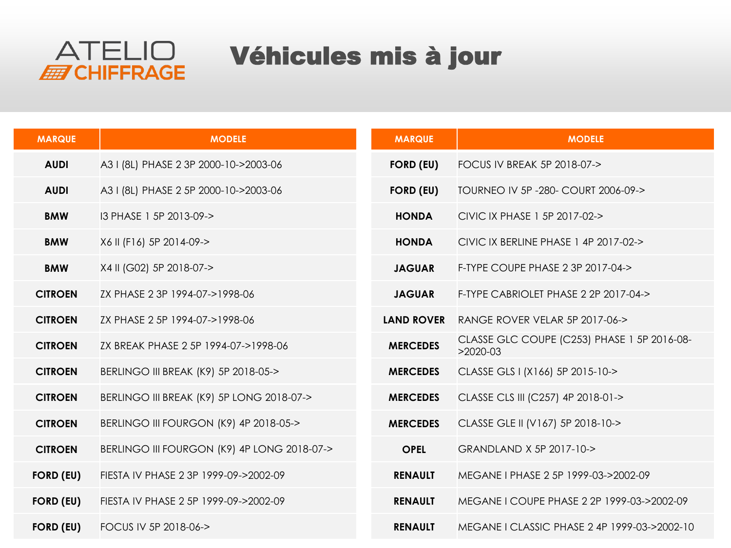ATELIO CHIFFRAGE

# Véhicules mis à jour

| MARQUE | MODELE |
|---|---|
| **AUDI** | A3 I (8L) PHASE 2 3P 2000-10->2003-06 |
| **AUDI** | A3 I (8L) PHASE 2 5P 2000-10->2003-06 |
| **BMW** | I3 PHASE 1 5P 2013-09-> |
| **BMW** | X6 II (F16) 5P 2014-09-> |
| **BMW** | X4 II (G02) 5P 2018-07-> |
| **CITROEN** | ZX PHASE 2 3P 1994-07->1998-06 |
| **CITROEN** | ZX PHASE 2 5P 1994-07->1998-06 |
| **CITROEN** | ZX BREAK PHASE 2 5P 1994-07->1998-06 |
| **CITROEN** | BERLINGO III BREAK (K9) 5P 2018-05-> |
| **CITROEN** | BERLINGO III BREAK (K9) 5P LONG 2018-07-> |
| **CITROEN** | BERLINGO III FOURGON (K9) 4P 2018-05-> |
| **CITROEN** | BERLINGO III FOURGON (K9) 4P LONG 2018-07-> |
| **FORD (EU)** | FIESTA IV PHASE 2 3P 1999-09->2002-09 |
| **FORD (EU)** | FIESTA IV PHASE 2 5P 1999-09->2002-09 |
| **FORD (EU)** | FOCUS IV 5P 2018-06-> |
| **FORD (EU)** | FOCUS IV BREAK 5P 2018-07-> |
| **FORD (EU)** | TOURNEO IV 5P -280- COURT 2006-09-> |
| **HONDA** | CIVIC IX PHASE 1 5P 2017-02-> |
| **HONDA** | CIVIC IX BERLINE PHASE 1 4P 2017-02-> |
| **JAGUAR** | F-TYPE COUPE PHASE 2 3P 2017-04-> |
| **JAGUAR** | F-TYPE CABRIOLET PHASE 2 2P 2017-04-> |
| **LAND ROVER** | RANGE ROVER VELAR 5P 2017-06-> |
| **MERCEDES** | CLASSE GLC COUPE (C253) PHASE 1 5P 2016-08->2020-03 |
| **MERCEDES** | CLASSE GLS I (X166) 5P 2015-10-> |
| **MERCEDES** | CLASSE CLS III (C257) 4P 2018-01-> |
| **MERCEDES** | CLASSE GLE II (V167) 5P 2018-10-> |
| **OPEL** | GRANDLAND X 5P 2017-10-> |
| **RENAULT** | MEGANE I PHASE 2 5P 1999-03->2002-09 |
| **RENAULT** | MEGANE I COUPE PHASE 2 2P 1999-03->2002-09 |
| **RENAULT** | MEGANE I CLASSIC PHASE 2 4P 1999-03->2002-10 |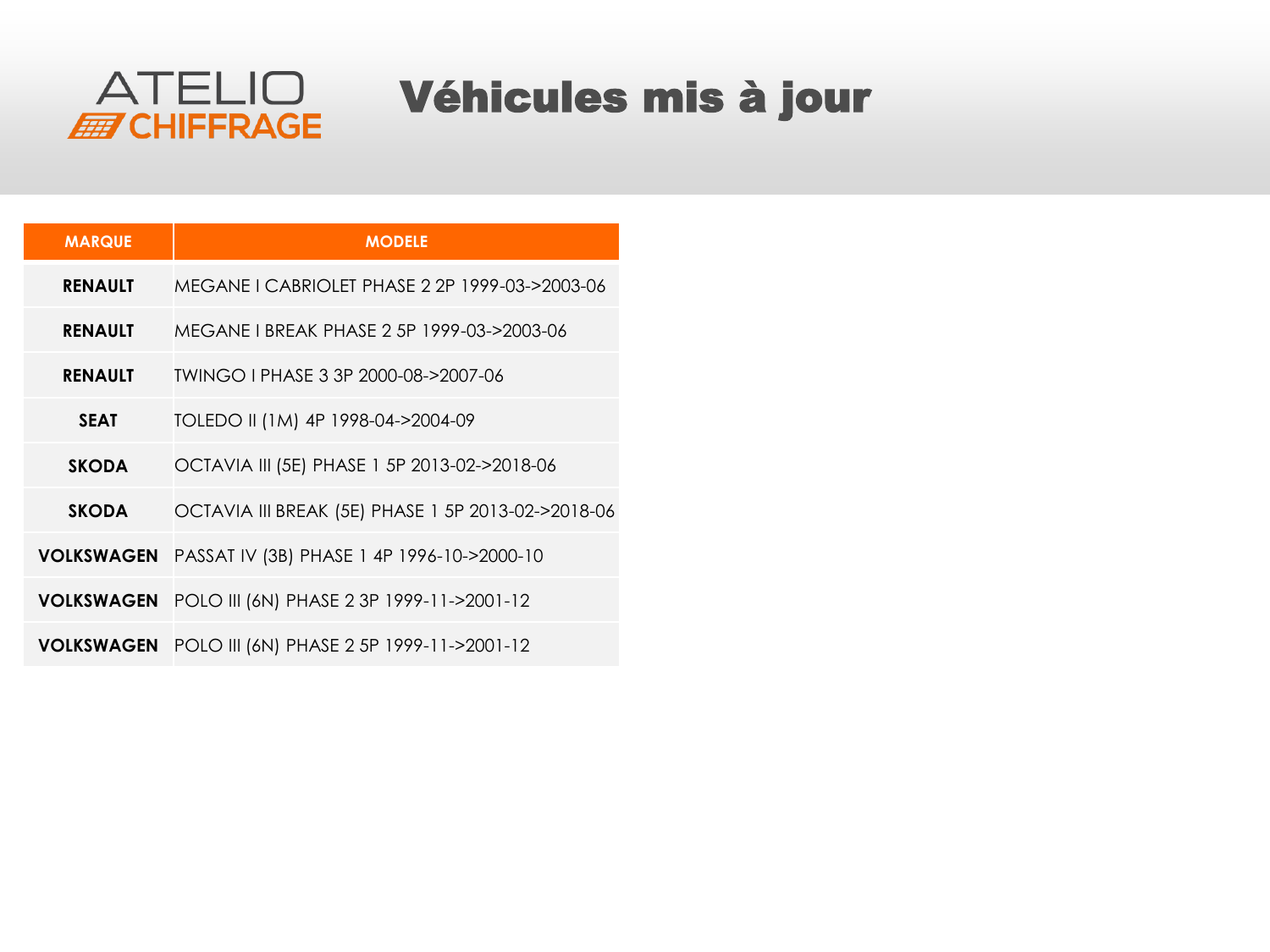ATELIO CHIFFRAGE

# Véhicules mis à jour

| MARQUE | MODELE |
|---|---|
| RENAULT | MEGANE I CABRIOLET PHASE 2 2P 1999-03->2003-06 |
| RENAULT | MEGANE I BREAK PHASE 2 5P 1999-03->2003-06 |
| RENAULT | TWINGO I PHASE 3 3P 2000-08->2007-06 |
| SEAT | TOLEDO II (1M) 4P 1998-04->2004-09 |
| SKODA | OCTAVIA III (5E) PHASE 1 5P 2013-02->2018-06 |
| SKODA | OCTAVIA III BREAK (5E) PHASE 1 5P 2013-02->2018-06 |
| VOLKSWAGEN | PASSAT IV (3B) PHASE 1 4P 1996-10->2000-10 |
| VOLKSWAGEN | POLO III (6N) PHASE 2 3P 1999-11->2001-12 |
| VOLKSWAGEN | POLO III (6N) PHASE 2 5P 1999-11->2001-12 |